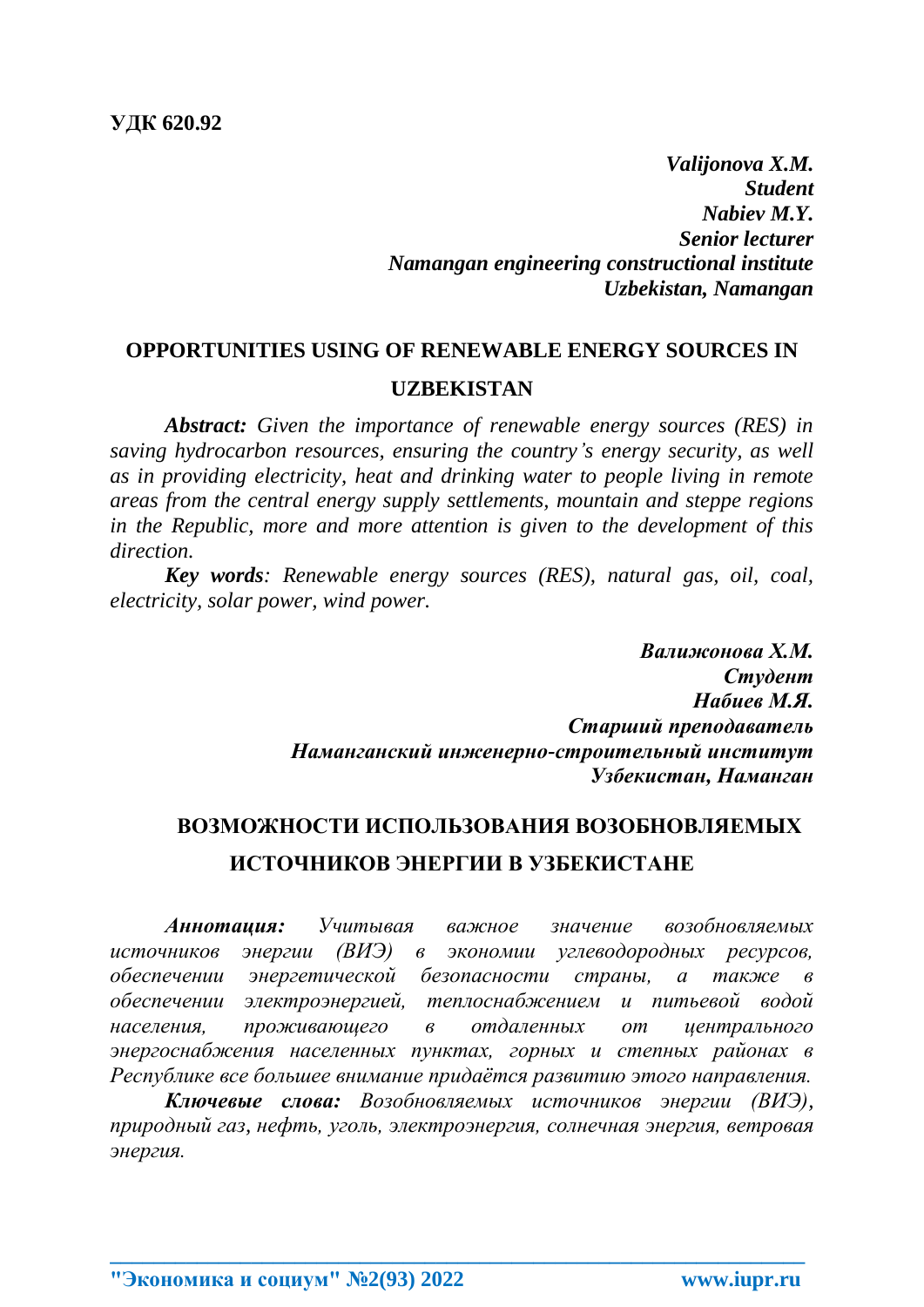**УДК 620.92**

***Valijonova X.M.***
***Student***
***Nabiev M.Y.***
***Senior lecturer***
***Namangan engineering constructional institute***
***Uzbekistan, Namangan***

## OPPORTUNITIES USING OF RENEWABLE ENERGY SOURCES IN UZBEKISTAN

***Abstract:*** *Given the importance of renewable energy sources (RES) in saving hydrocarbon resources, ensuring the country's energy security, as well as in providing electricity, heat and drinking water to people living in remote areas from the central energy supply settlements, mountain and steppe regions in the Republic, more and more attention is given to the development of this direction.*

***Key words****: Renewable energy sources (RES), natural gas, oil, coal, electricity, solar power, wind power.*

***Валижонова Х.М.***
***Студент***
***Набиев М.Я.***
***Старший преподаватель***
***Наманганский инженерно-строительный институт***
***Узбекистан, Наманган***

## ВОЗМОЖНОСТИ ИСПОЛЬЗОВАНИЯ ВОЗОБНОВЛЯЕМЫХ ИСТОЧНИКОВ ЭНЕРГИИ В УЗБЕКИСТАНЕ

***Аннотация:*** *Учитывая важное значение возобновляемых источников энергии (ВИЭ) в экономии углеводородных ресурсов, обеспечении энергетической безопасности страны, а также в обеспечении электроэнергией, теплоснабжением и питьевой водой населения, проживающего в отдаленных от центрального энергоснабжения населенных пунктах, горных и степных районах в Республике все большее внимание придаётся развитию этого направления.*

***Ключевые слова:*** *Возобновляемых источников энергии (ВИЭ), природный газ, нефть, уголь, электроэнергия, солнечная энергия, ветровая энергия.*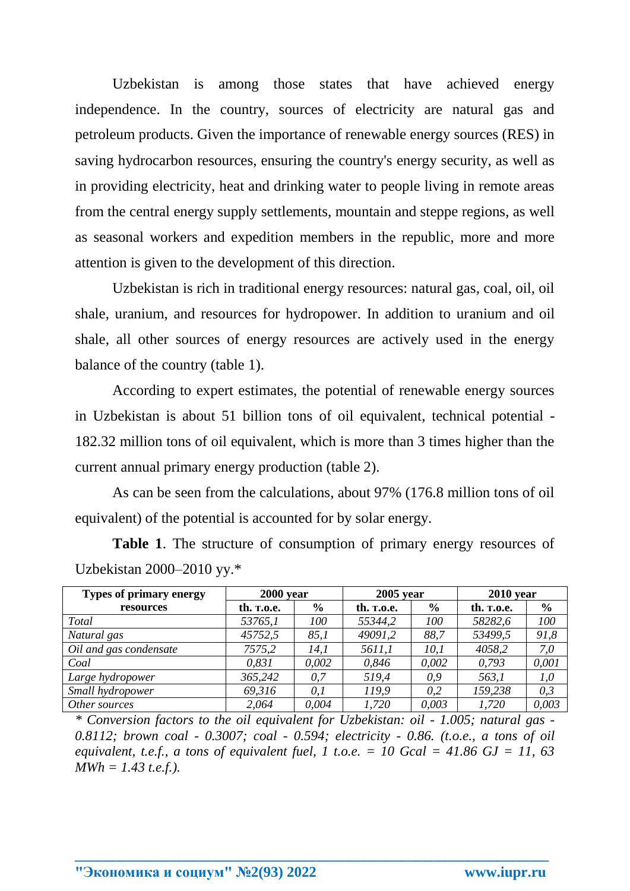Uzbekistan is among those states that have achieved energy independence. In the country, sources of electricity are natural gas and petroleum products. Given the importance of renewable energy sources (RES) in saving hydrocarbon resources, ensuring the country's energy security, as well as in providing electricity, heat and drinking water to people living in remote areas from the central energy supply settlements, mountain and steppe regions, as well as seasonal workers and expedition members in the republic, more and more attention is given to the development of this direction.

Uzbekistan is rich in traditional energy resources: natural gas, coal, oil, oil shale, uranium, and resources for hydropower. In addition to uranium and oil shale, all other sources of energy resources are actively used in the energy balance of the country (table 1).

According to expert estimates, the potential of renewable energy sources in Uzbekistan is about 51 billion tons of oil equivalent, technical potential - 182.32 million tons of oil equivalent, which is more than 3 times higher than the current annual primary energy production (table 2).

As can be seen from the calculations, about 97% (176.8 million tons of oil equivalent) of the potential is accounted for by solar energy.

**Table 1**. The structure of consumption of primary energy resources of Uzbekistan 2000–2010 yy.*

| Types of primary energy resources | 2000 year | | 2005 year | | 2010 year | |
|---|---|---|---|---|---|---|
| | th. т.o.e. | % | th. т.o.e. | % | th. т.o.e. | % |
| *Total* | *53765,1* | *100* | *55344,2* | *100* | *58282,6* | *100* |
| *Natural gas* | *45752,5* | *85,1* | *49091,2* | *88,7* | *53499,5* | *91,8* |
| *Oil and gas condensate* | *7575,2* | *14,1* | *5611,1* | *10,1* | *4058,2* | *7,0* |
| *Coal* | *0,831* | *0,002* | *0,846* | *0,002* | *0,793* | *0,001* |
| *Large hydropower* | *365,242* | *0,7* | *519,4* | *0,9* | *563,1* | *1,0* |
| *Small hydropower* | *69,316* | *0,1* | *119,9* | *0,2* | *159,238* | *0,3* |
| *Other sources* | *2,064* | *0,004* | *1,720* | *0,003* | *1,720* | *0,003* |

*\* Conversion factors to the oil equivalent for Uzbekistan: oil - 1.005; natural gas - 0.8112; brown coal - 0.3007; coal - 0.594; electricity - 0.86. (t.o.e., a tons of oil equivalent, t.e.f., a tons of equivalent fuel, 1 t.o.e. = 10 Gcal = 41.86 GJ = 11, 63 MWh = 1.43 t.e.f.).*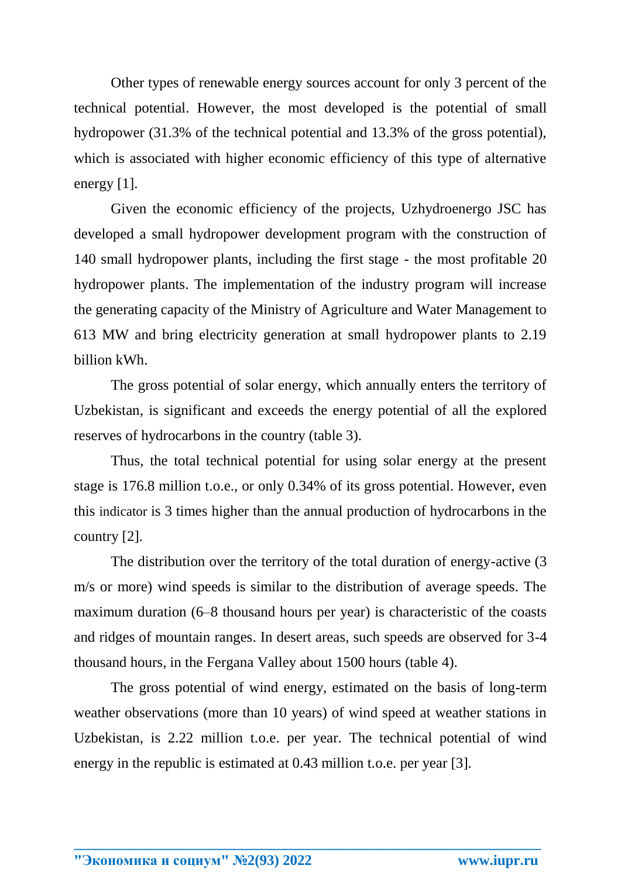Other types of renewable energy sources account for only 3 percent of the technical potential. However, the most developed is the potential of small hydropower (31.3% of the technical potential and 13.3% of the gross potential), which is associated with higher economic efficiency of this type of alternative energy [1].

Given the economic efficiency of the projects, Uzhydroenergo JSC has developed a small hydropower development program with the construction of 140 small hydropower plants, including the first stage - the most profitable 20 hydropower plants. The implementation of the industry program will increase the generating capacity of the Ministry of Agriculture and Water Management to 613 MW and bring electricity generation at small hydropower plants to 2.19 billion kWh.

The gross potential of solar energy, which annually enters the territory of Uzbekistan, is significant and exceeds the energy potential of all the explored reserves of hydrocarbons in the country (table 3).

Thus, the total technical potential for using solar energy at the present stage is 176.8 million t.o.e., or only 0.34% of its gross potential. However, even this indicator is 3 times higher than the annual production of hydrocarbons in the country [2].

The distribution over the territory of the total duration of energy-active (3 m/s or more) wind speeds is similar to the distribution of average speeds. The maximum duration (6–8 thousand hours per year) is characteristic of the coasts and ridges of mountain ranges. In desert areas, such speeds are observed for 3-4 thousand hours, in the Fergana Valley about 1500 hours (table 4).

The gross potential of wind energy, estimated on the basis of long-term weather observations (more than 10 years) of wind speed at weather stations in Uzbekistan, is 2.22 million t.o.e. per year. The technical potential of wind energy in the republic is estimated at 0.43 million t.o.e. per year [3].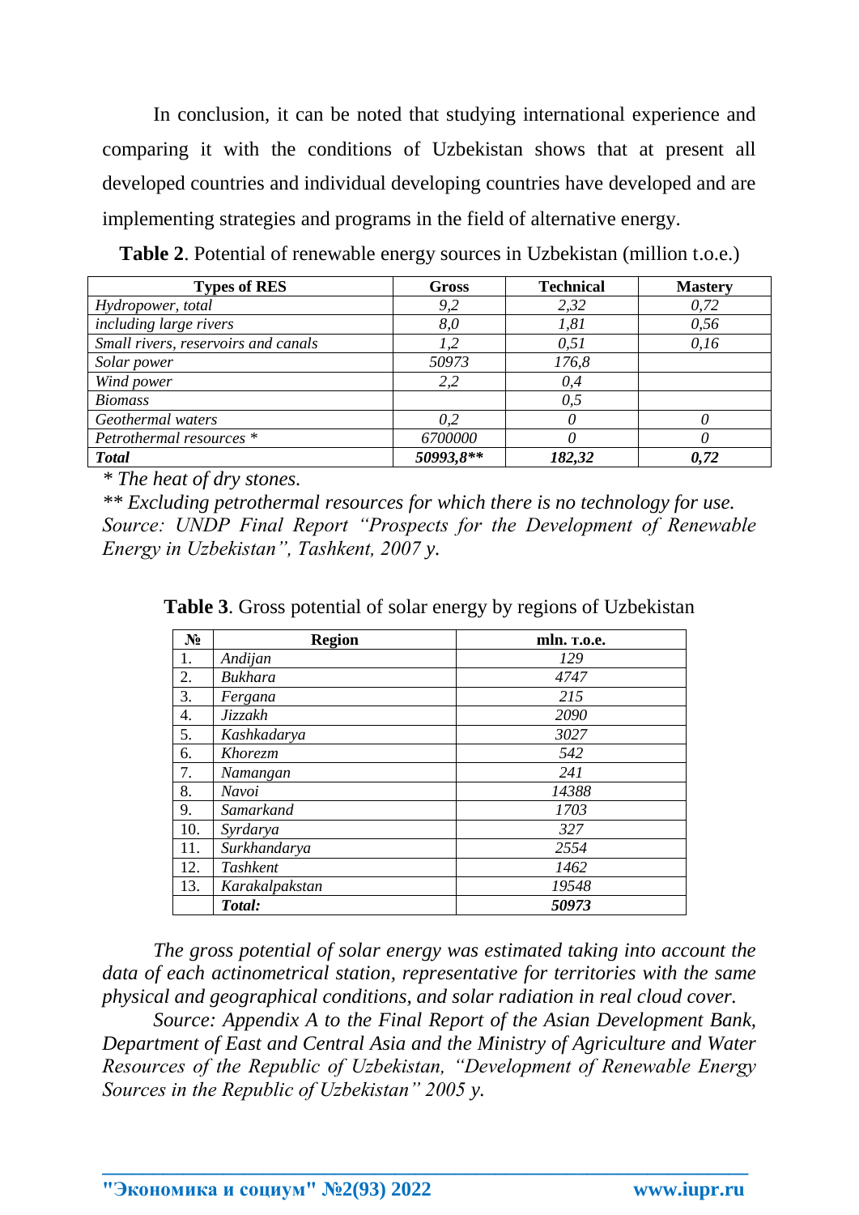In conclusion, it can be noted that studying international experience and comparing it with the conditions of Uzbekistan shows that at present all developed countries and individual developing countries have developed and are implementing strategies and programs in the field of alternative energy.

**Table 2**. Potential of renewable energy sources in Uzbekistan (million t.o.e.)

| Types of RES | Gross | Technical | Mastery |
|---|---|---|---|
| *Hydropower, total* | *9,2* | *2,32* | *0,72* |
| *including large rivers* | *8,0* | *1,81* | *0,56* |
| *Small rivers, reservoirs and canals* | *1,2* | *0,51* | *0,16* |
| *Solar power* | *50973* | *176,8* | |
| *Wind power* | *2,2* | *0,4* | |
| *Biomass* | | *0,5* | |
| *Geothermal waters* | *0,2* | *0* | *0* |
| *Petrothermal resources \** | *6700000* | *0* | *0* |
| ***Total*** | ***50993,8\*\**** | ***182,32*** | ***0,72*** |

*\* The heat of dry stones.*
*\*\* Excluding petrothermal resources for which there is no technology for use.*
*Source: UNDP Final Report "Prospects for the Development of Renewable Energy in Uzbekistan", Tashkent, 2007 y.*

**Table 3**. Gross potential of solar energy by regions of Uzbekistan

| № | Region | mln. т.о.е. |
|---|---|---|
| 1. | *Andijan* | *129* |
| 2. | *Bukhara* | *4747* |
| 3. | *Fergana* | *215* |
| 4. | *Jizzakh* | *2090* |
| 5. | *Kashkadarya* | *3027* |
| 6. | *Khorezm* | *542* |
| 7. | *Namangan* | *241* |
| 8. | *Navoi* | *14388* |
| 9. | *Samarkand* | *1703* |
| 10. | *Syrdarya* | *327* |
| 11. | *Surkhandarya* | *2554* |
| 12. | *Tashkent* | *1462* |
| 13. | *Karakalpakstan* | *19548* |
| | ***Total:*** | ***50973*** |

*The gross potential of solar energy was estimated taking into account the data of each actinometrical station, representative for territories with the same physical and geographical conditions, and solar radiation in real cloud cover.*

*Source: Appendix A to the Final Report of the Asian Development Bank, Department of East and Central Asia and the Ministry of Agriculture and Water Resources of the Republic of Uzbekistan, "Development of Renewable Energy Sources in the Republic of Uzbekistan" 2005 y.*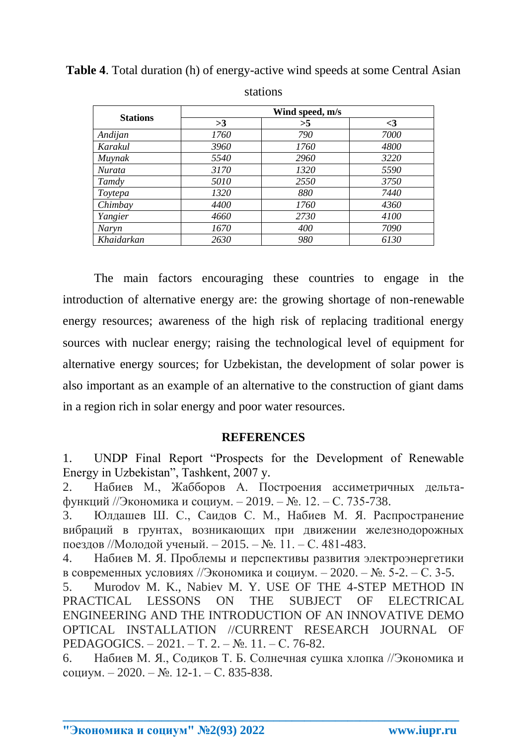**Table 4**. Total duration (h) of energy-active wind speeds at some Central Asian stations

| Stations | Wind speed, m/s | | |
|---|---|---|---|
| | >3 | >5 | <3 |
| *Andijan* | *1760* | *790* | *7000* |
| *Karakul* | *3960* | *1760* | *4800* |
| *Muynak* | *5540* | *2960* | *3220* |
| *Nurata* | *3170* | *1320* | *5590* |
| *Tamdy* | *5010* | *2550* | *3750* |
| *Toytepa* | *1320* | *880* | *7440* |
| *Chimbay* | *4400* | *1760* | *4360* |
| *Yangier* | *4660* | *2730* | *4100* |
| *Naryn* | *1670* | *400* | *7090* |
| *Khaidarkan* | *2630* | *980* | *6130* |

The main factors encouraging these countries to engage in the introduction of alternative energy are: the growing shortage of non-renewable energy resources; awareness of the high risk of replacing traditional energy sources with nuclear energy; raising the technological level of equipment for alternative energy sources; for Uzbekistan, the development of solar power is also important as an example of an alternative to the construction of giant dams in a region rich in solar energy and poor water resources.

## REFERENCES

1. UNDP Final Report "Prospects for the Development of Renewable Energy in Uzbekistan", Tashkent, 2007 y.
2. Набиев М., Жабборов А. Построения ассиметричных дельта-функций //Экономика и социум. – 2019. – №. 12. – С. 735-738.
3. Юлдашев Ш. С., Саидов С. М., Набиев М. Я. Распространение вибраций в грунтах, возникающих при движении железнодорожных поездов //Молодой ученый. – 2015. – №. 11. – С. 481-483.
4. Набиев М. Я. Проблемы и перспективы развития электроэнергетики в современных условиях //Экономика и социум. – 2020. – №. 5-2. – С. 3-5.
5. Murodov M. K., Nabiev M. Y. USE OF THE 4-STEP METHOD IN PRACTICAL LESSONS ON THE SUBJECT OF ELECTRICAL ENGINEERING AND THE INTRODUCTION OF AN INNOVATIVE DEMO OPTICAL INSTALLATION //CURRENT RESEARCH JOURNAL OF PEDAGOGICS. – 2021. – Т. 2. – №. 11. – С. 76-82.
6. Набиев М. Я., Содиқов Т. Б. Солнечная сушка хлопка //Экономика и социум. – 2020. – №. 12-1. – С. 835-838.